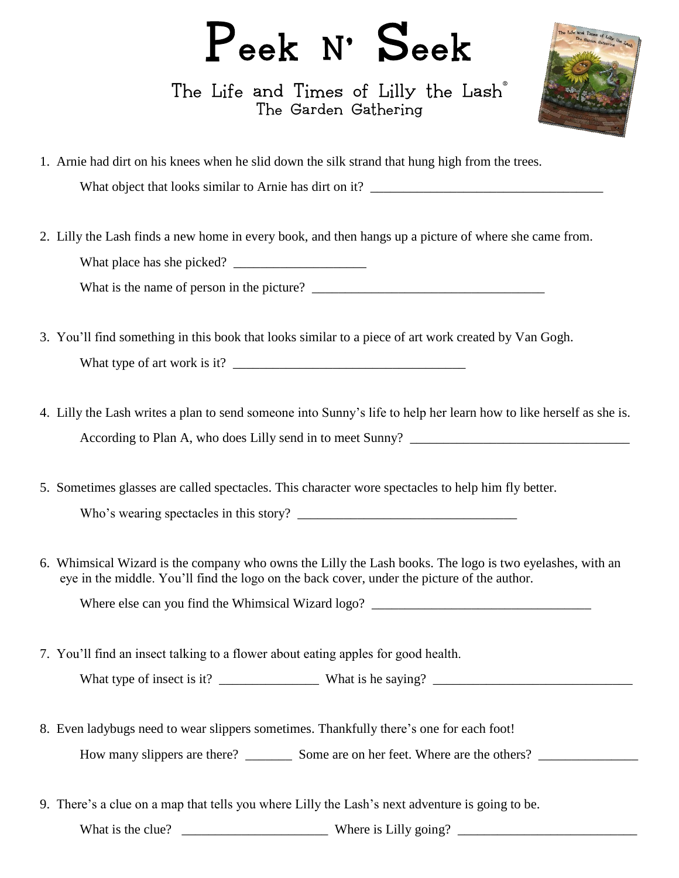# Peek N' Seek

## The Life and Times of Lilly the Lash®
### The Garden Gathering

1. Arnie had dirt on his knees when he slid down the silk strand that hung high from the trees.

   What object that looks similar to Arnie has dirt on it? ___________________________________

2. Lilly the Lash finds a new home in every book, and then hangs up a picture of where she came from.

   What place has she picked? ___________________

   What is the name of person in the picture? ___________________________________

3. You'll find something in this book that looks similar to a piece of art work created by Van Gogh.

   What type of art work is it? ___________________________________

4. Lilly the Lash writes a plan to send someone into Sunny's life to help her learn how to like herself as she is.

   According to Plan A, who does Lilly send in to meet Sunny? _________________________________

5. Sometimes glasses are called spectacles. This character wore spectacles to help him fly better.

   Who's wearing spectacles in this story? _________________________________

6. Whimsical Wizard is the company who owns the Lilly the Lash books. The logo is two eyelashes, with an eye in the middle. You'll find the logo on the back cover, under the picture of the author.

   Where else can you find the Whimsical Wizard logo? _________________________________

7. You'll find an insect talking to a flower about eating apples for good health.

   What type of insect is it? _______________ What is he saying? ______________________________

8. Even ladybugs need to wear slippers sometimes. Thankfully there's one for each foot!

   How many slippers are there? _______ Some are on her feet. Where are the others? _______________

9. There's a clue on a map that tells you where Lilly the Lash's next adventure is going to be.

   What is the clue? ______________________ Where is Lilly going? ___________________________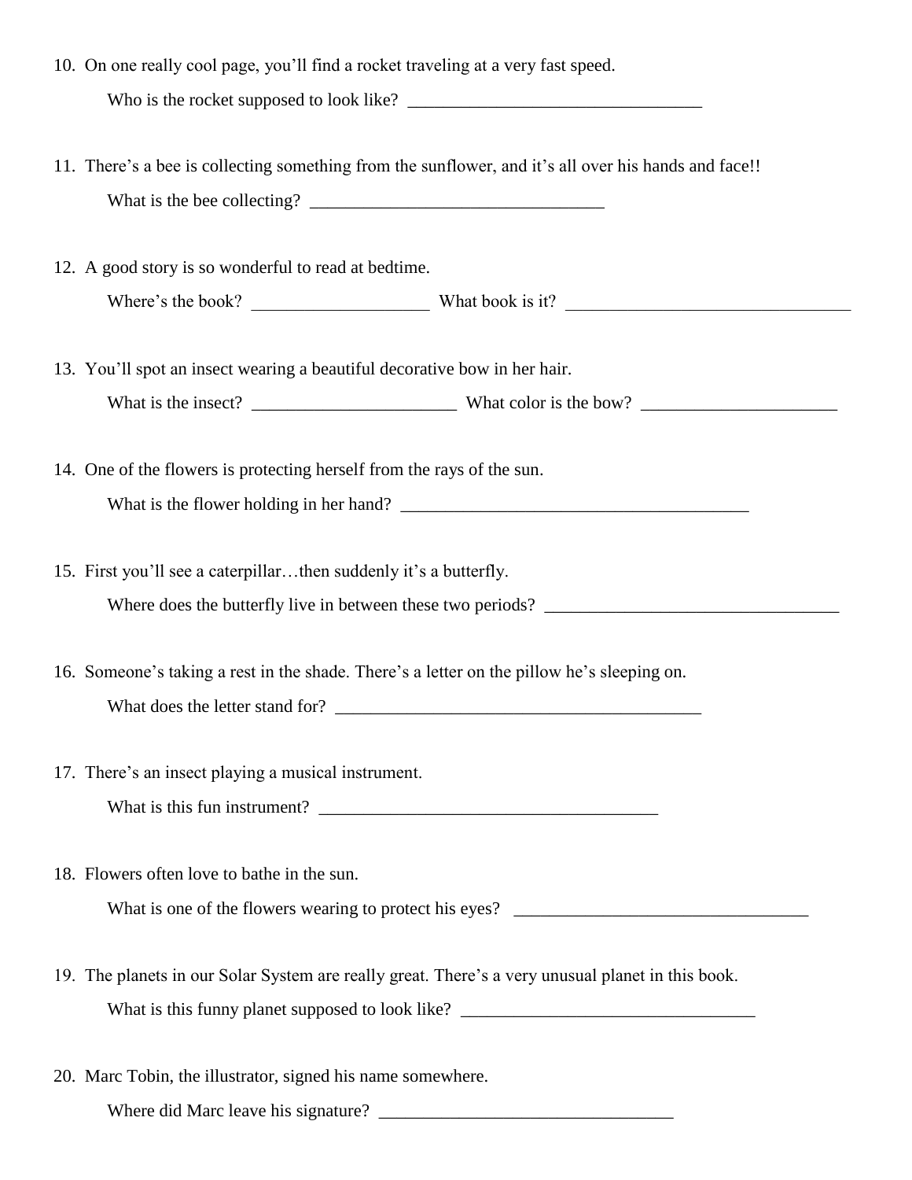10. On one really cool page, you'll find a rocket traveling at a very fast speed.

    Who is the rocket supposed to look like? _________________________________

11. There's a bee is collecting something from the sunflower, and it's all over his hands and face!!

    What is the bee collecting? _________________________________

12. A good story is so wonderful to read at bedtime.

    Where's the book? ____________________ What book is it? _________________________________

13. You'll spot an insect wearing a beautiful decorative bow in her hair.

    What is the insect? _______________________ What color is the bow? ______________________

14. One of the flowers is protecting herself from the rays of the sun.

    What is the flower holding in her hand? ________________________________________

15. First you'll see a caterpillar…then suddenly it's a butterfly.

    Where does the butterfly live in between these two periods? _________________________________

16. Someone's taking a rest in the shade. There's a letter on the pillow he's sleeping on.

    What does the letter stand for? __________________________________________

17. There's an insect playing a musical instrument.

    What is this fun instrument? ______________________________________

18. Flowers often love to bathe in the sun.

    What is one of the flowers wearing to protect his eyes? _________________________________

19. The planets in our Solar System are really great. There's a very unusual planet in this book.

    What is this funny planet supposed to look like? _________________________________

20. Marc Tobin, the illustrator, signed his name somewhere.

    Where did Marc leave his signature? _________________________________